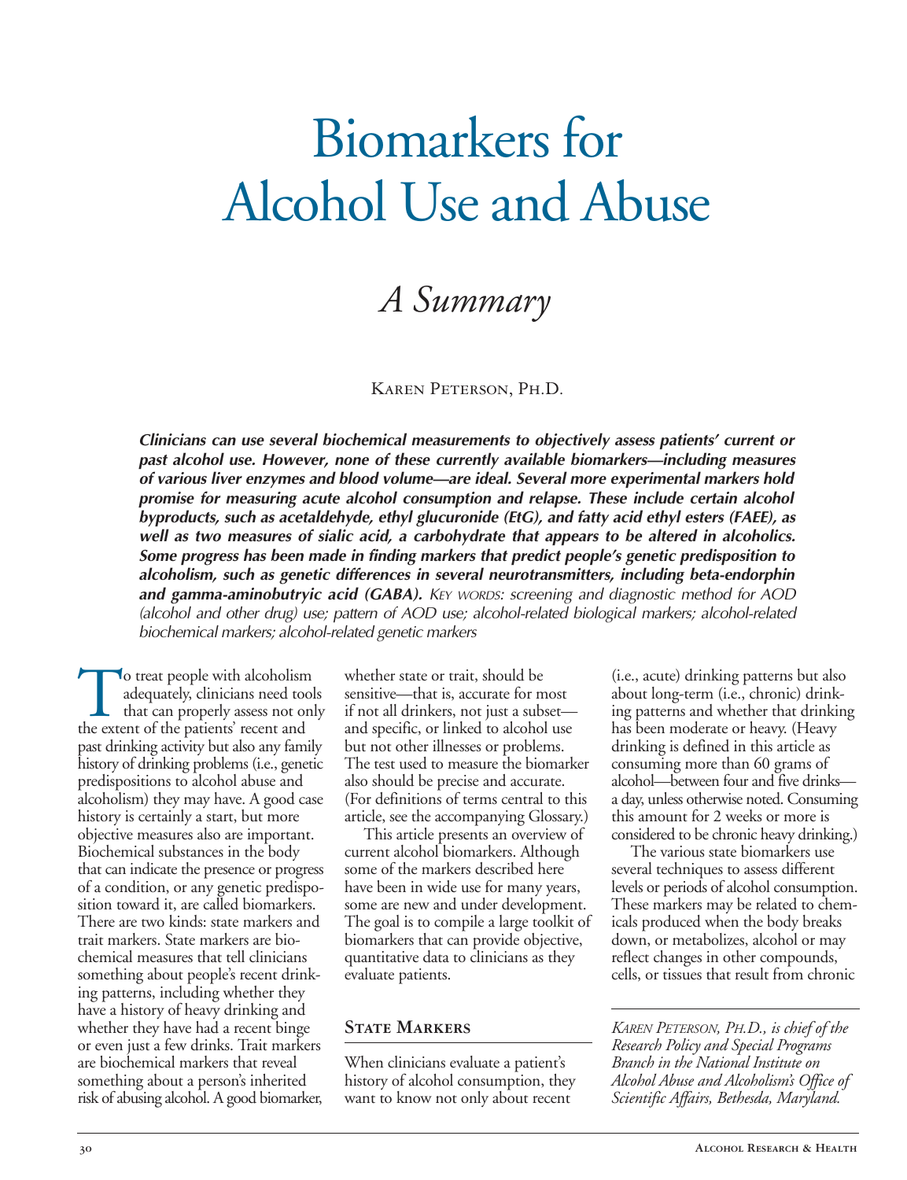# Biomarkers for Alcohol Use and Abuse

## *A Summary*

Karen Peterson, Ph.D.

***Clinicians can use several biochemical measurements to objectively assess patients' current or past alcohol use. However, none of these currently available biomarkers—including measures of various liver enzymes and blood volume—are ideal. Several more experimental markers hold promise for measuring acute alcohol consumption and relapse. These include certain alcohol byproducts, such as acetaldehyde, ethyl glucuronide (EtG), and fatty acid ethyl esters (FAEE), as well as two measures of sialic acid, a carbohydrate that appears to be altered in alcoholics. Some progress has been made in finding markers that predict people's genetic predisposition to alcoholism, such as genetic differences in several neurotransmitters, including beta-endorphin and gamma-aminobutryic acid (GABA).*** *Key words: screening and diagnostic method for AOD (alcohol and other drug) use; pattern of AOD use; alcohol-related biological markers; alcohol-related biochemical markers; alcohol-related genetic markers*

To treat people with alcoholism adequately, clinicians need tools that can properly assess not only the extent of the patients' recent and past drinking activity but also any family history of drinking problems (i.e., genetic predispositions to alcohol abuse and alcoholism) they may have. A good case history is certainly a start, but more objective measures also are important. Biochemical substances in the body that can indicate the presence or progress of a condition, or any genetic predisposition toward it, are called biomarkers. There are two kinds: state markers and trait markers. State markers are biochemical measures that tell clinicians something about people's recent drinking patterns, including whether they have a history of heavy drinking and whether they have had a recent binge or even just a few drinks. Trait markers are biochemical markers that reveal something about a person's inherited risk of abusing alcohol. A good biomarker, whether state or trait, should be sensitive—that is, accurate for most if not all drinkers, not just a subset—and specific, or linked to alcohol use but not other illnesses or problems. The test used to measure the biomarker also should be precise and accurate. (For definitions of terms central to this article, see the accompanying Glossary.)

This article presents an overview of current alcohol biomarkers. Although some of the markers described here have been in wide use for many years, some are new and under development. The goal is to compile a large toolkit of biomarkers that can provide objective, quantitative data to clinicians as they evaluate patients.

## State Markers

When clinicians evaluate a patient's history of alcohol consumption, they want to know not only about recent (i.e., acute) drinking patterns but also about long-term (i.e., chronic) drinking patterns and whether that drinking has been moderate or heavy. (Heavy drinking is defined in this article as consuming more than 60 grams of alcohol—between four and five drinks—a day, unless otherwise noted. Consuming this amount for 2 weeks or more is considered to be chronic heavy drinking.)

The various state biomarkers use several techniques to assess different levels or periods of alcohol consumption. These markers may be related to chemicals produced when the body breaks down, or metabolizes, alcohol or may reflect changes in other compounds, cells, or tissues that result from chronic

*Karen Peterson, Ph.D., is chief of the Research Policy and Special Programs Branch in the National Institute on Alcohol Abuse and Alcoholism's Office of Scientific Affairs, Bethesda, Maryland.*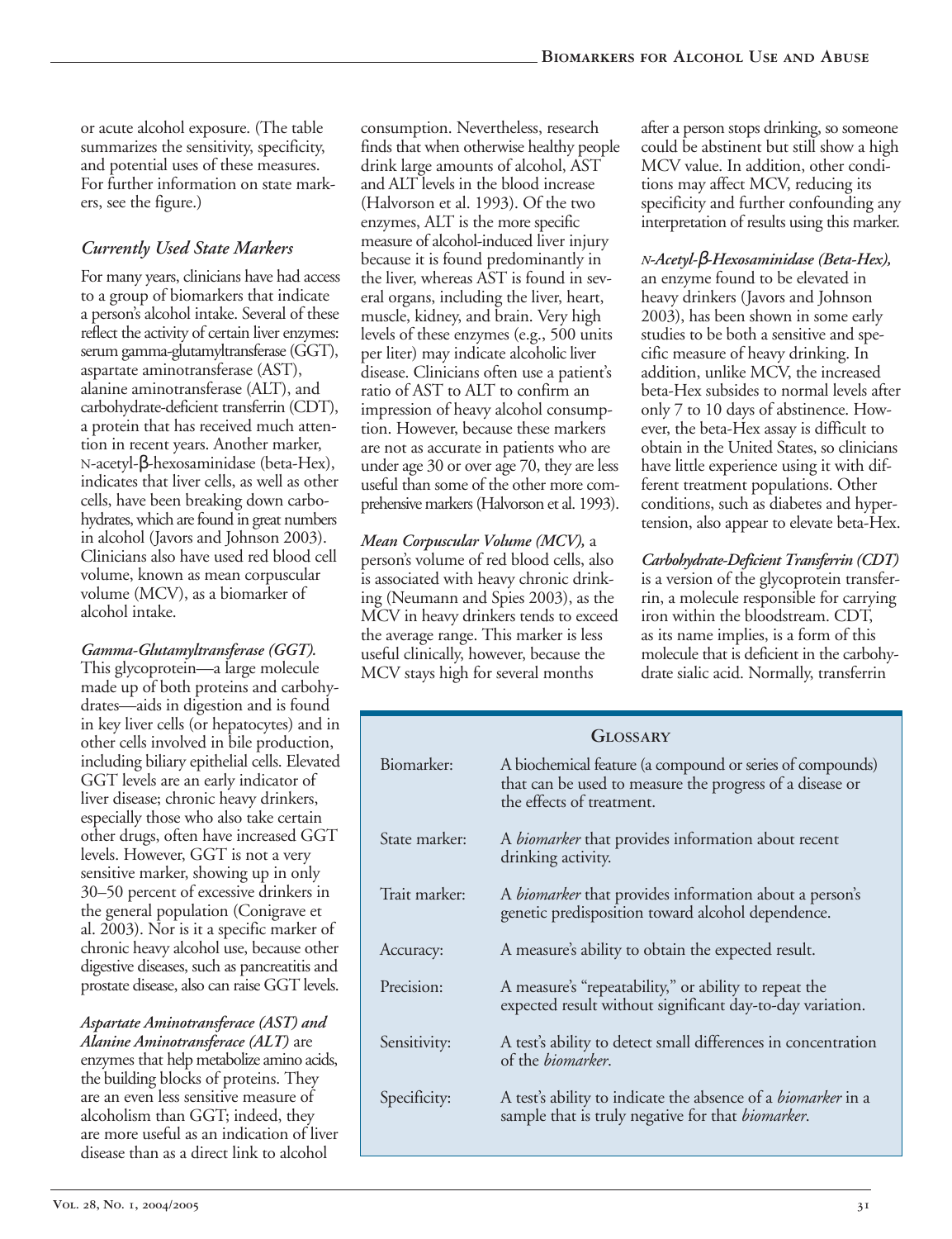or acute alcohol exposure. (The table summarizes the sensitivity, specificity, and potential uses of these measures. For further information on state markers, see the figure.)

### Currently Used State Markers

For many years, clinicians have had access to a group of biomarkers that indicate a person's alcohol intake. Several of these reflect the activity of certain liver enzymes: serum gamma-glutamyltransferase (GGT), aspartate aminotransferase (AST), alanine aminotransferase (ALT), and carbohydrate-deficient transferrin (CDT), a protein that has received much attention in recent years. Another marker, N-acetyl-β-hexosaminidase (beta-Hex), indicates that liver cells, as well as other cells, have been breaking down carbohydrates, which are found in great numbers in alcohol (Javors and Johnson 2003). Clinicians also have used red blood cell volume, known as mean corpuscular volume (MCV), as a biomarker of alcohol intake.

***Gamma-Glutamyltransferase (GGT).*** This glycoprotein—a large molecule made up of both proteins and carbohydrates—aids in digestion and is found in key liver cells (or hepatocytes) and in other cells involved in bile production, including biliary epithelial cells. Elevated GGT levels are an early indicator of liver disease; chronic heavy drinkers, especially those who also take certain other drugs, often have increased GGT levels. However, GGT is not a very sensitive marker, showing up in only 30–50 percent of excessive drinkers in the general population (Conigrave et al. 2003). Nor is it a specific marker of chronic heavy alcohol use, because other digestive diseases, such as pancreatitis and prostate disease, also can raise GGT levels.

***Aspartate Aminotransferace (AST) and Alanine Aminotransferace (ALT)*** are enzymes that help metabolize amino acids, the building blocks of proteins. They are an even less sensitive measure of alcoholism than GGT; indeed, they are more useful as an indication of liver disease than as a direct link to alcohol consumption. Nevertheless, research finds that when otherwise healthy people drink large amounts of alcohol, AST and ALT levels in the blood increase (Halvorson et al. 1993). Of the two enzymes, ALT is the more specific measure of alcohol-induced liver injury because it is found predominantly in the liver, whereas AST is found in several organs, including the liver, heart, muscle, kidney, and brain. Very high levels of these enzymes (e.g., 500 units per liter) may indicate alcoholic liver disease. Clinicians often use a patient's ratio of AST to ALT to confirm an impression of heavy alcohol consumption. However, because these markers are not as accurate in patients who are under age 30 or over age 70, they are less useful than some of the other more comprehensive markers (Halvorson et al. 1993).

***Mean Corpuscular Volume (MCV),*** a person's volume of red blood cells, also is associated with heavy chronic drinking (Neumann and Spies 2003), as the MCV in heavy drinkers tends to exceed the average range. This marker is less useful clinically, however, because the MCV stays high for several months after a person stops drinking, so someone could be abstinent but still show a high MCV value. In addition, other conditions may affect MCV, reducing its specificity and further confounding any interpretation of results using this marker.

***N-Acetyl-β-Hexosaminidase (Beta-Hex),*** an enzyme found to be elevated in heavy drinkers (Javors and Johnson 2003), has been shown in some early studies to be both a sensitive and specific measure of heavy drinking. In addition, unlike MCV, the increased beta-Hex subsides to normal levels after only 7 to 10 days of abstinence. However, the beta-Hex assay is difficult to obtain in the United States, so clinicians have little experience using it with different treatment populations. Other conditions, such as diabetes and hypertension, also appear to elevate beta-Hex.

***Carbohydrate-Deficient Transferrin (CDT)*** is a version of the glycoprotein transferrin, a molecule responsible for carrying iron within the bloodstream. CDT, as its name implies, is a form of this molecule that is deficient in the carbohydrate sialic acid. Normally, transferrin

**GLOSSARY**

| | |
|---|---|
| Biomarker: | A biochemical feature (a compound or series of compounds) that can be used to measure the progress of a disease or the effects of treatment. |
| State marker: | A *biomarker* that provides information about recent drinking activity. |
| Trait marker: | A *biomarker* that provides information about a person's genetic predisposition toward alcohol dependence. |
| Accuracy: | A measure's ability to obtain the expected result. |
| Precision: | A measure's "repeatability," or ability to repeat the expected result without significant day-to-day variation. |
| Sensitivity: | A test's ability to detect small differences in concentration of the *biomarker*. |
| Specificity: | A test's ability to indicate the absence of a *biomarker* in a sample that is truly negative for that *biomarker*. |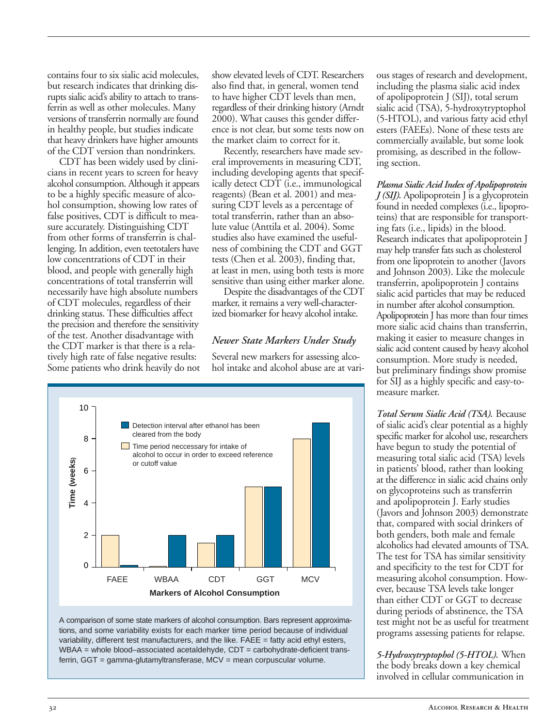contains four to six sialic acid molecules, but research indicates that drinking disrupts sialic acid's ability to attach to transferrin as well as other molecules. Many versions of transferrin normally are found in healthy people, but studies indicate that heavy drinkers have higher amounts of the CDT version than nondrinkers.

CDT has been widely used by clinicians in recent years to screen for heavy alcohol consumption. Although it appears to be a highly specific measure of alcohol consumption, showing low rates of false positives, CDT is difficult to measure accurately. Distinguishing CDT from other forms of transferrin is challenging. In addition, even teetotalers have low concentrations of CDT in their blood, and people with generally high concentrations of total transferrin will necessarily have high absolute numbers of CDT molecules, regardless of their drinking status. These difficulties affect the precision and therefore the sensitivity of the test. Another disadvantage with the CDT marker is that there is a relatively high rate of false negative results: Some patients who drink heavily do not show elevated levels of CDT. Researchers also find that, in general, women tend to have higher CDT levels than men, regardless of their drinking history (Arndt 2000). What causes this gender difference is not clear, but some tests now on the market claim to correct for it.

Recently, researchers have made several improvements in measuring CDT, including developing agents that specifically detect CDT (i.e., immunological reagents) (Bean et al. 2001) and measuring CDT levels as a percentage of total transferrin, rather than an absolute value (Anttila et al. 2004). Some studies also have examined the usefulness of combining the CDT and GGT tests (Chen et al. 2003), finding that, at least in men, using both tests is more sensitive than using either marker alone.

Despite the disadvantages of the CDT marker, it remains a very well-characterized biomarker for heavy alcohol intake.

### *Newer State Markers Under Study*

Several new markers for assessing alcohol intake and alcohol abuse are at various stages of research and development, including the plasma sialic acid index of apolipoprotein J (SIJ), total serum sialic acid (TSA), 5-hydroxytryptophol (5-HTOL), and various fatty acid ethyl esters (FAEEs). None of these tests are commercially available, but some look promising, as described in the following section.

***Plasma Sialic Acid Index of Apolipoprotein J (SIJ).*** Apolipoprotein J is a glycoprotein found in needed complexes (i.e., lipoproteins) that are responsible for transporting fats (i.e., lipids) in the blood. Research indicates that apolipoprotein J may help transfer fats such as cholesterol from one lipoprotein to another (Javors and Johnson 2003). Like the molecule transferrin, apolipoprotein J contains sialic acid particles that may be reduced in number after alcohol consumption. Apolipoprotein J has more than four times more sialic acid chains than transferrin, making it easier to measure changes in sialic acid content caused by heavy alcohol consumption. More study is needed, but preliminary findings show promise for SIJ as a highly specific and easy-to-measure marker.

***Total Serum Sialic Acid (TSA).*** Because of sialic acid's clear potential as a highly specific marker for alcohol use, researchers have begun to study the potential of measuring total sialic acid (TSA) levels in patients' blood, rather than looking at the difference in sialic acid chains only on glycoproteins such as transferrin and apolipoprotein J. Early studies (Javors and Johnson 2003) demonstrate that, compared with social drinkers of both genders, both male and female alcoholics had elevated amounts of TSA. The test for TSA has similar sensitivity and specificity to the test for CDT for measuring alcohol consumption. However, because TSA levels take longer than either CDT or GGT to decrease during periods of abstinence, the TSA test might not be as useful for treatment programs assessing patients for relapse.

***5-Hydroxytryptophol (5-HTOL).*** When the body breaks down a key chemical involved in cellular communication in

A comparison of some state markers of alcohol consumption. Bars represent approximations, and some variability exists for each marker time period because of individual variability, different test manufacturers, and the like. FAEE = fatty acid ethyl esters, WBAA = whole blood–associated acetaldehyde, CDT = carbohydrate-deficient transferrin, GGT = gamma-glutamyltransferase, MCV = mean corpuscular volume.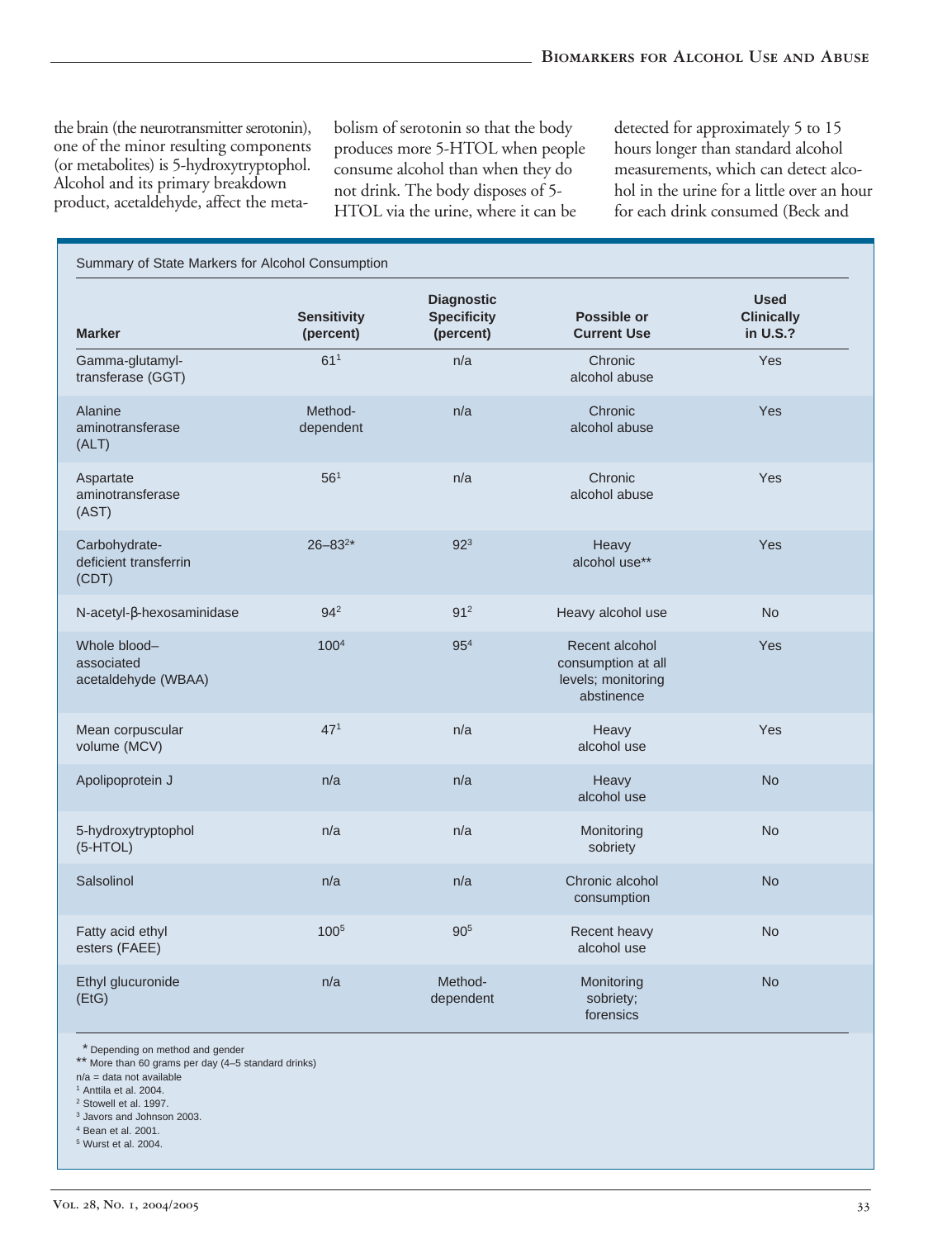the brain (the neurotransmitter serotonin), one of the minor resulting components (or metabolites) is 5-hydroxytryptophol. Alcohol and its primary breakdown product, acetaldehyde, affect the metabolism of serotonin so that the body produces more 5-HTOL when people consume alcohol than when they do not drink. The body disposes of 5-HTOL via the urine, where it can be detected for approximately 5 to 15 hours longer than standard alcohol measurements, which can detect alcohol in the urine for a little over an hour for each drink consumed (Beck and

Summary of State Markers for Alcohol Consumption

| Marker | Sensitivity (percent) | Diagnostic Specificity (percent) | Possible or Current Use | Used Clinically in U.S.? |
|---|---|---|---|---|
| Gamma-glutamyl-transferase (GGT) | 61[1] | n/a | Chronic alcohol abuse | Yes |
| Alanine aminotransferase (ALT) | Method-dependent | n/a | Chronic alcohol abuse | Yes |
| Aspartate aminotransferase (AST) | 56[1] | n/a | Chronic alcohol abuse | Yes |
| Carbohydrate-deficient transferrin (CDT) | 26–83[2]* | 92[3] | Heavy alcohol use** | Yes |
| N-acetyl-β-hexosaminidase | 94[2] | 91[2] | Heavy alcohol use | No |
| Whole blood–associated acetaldehyde (WBAA) | 100[4] | 95[4] | Recent alcohol consumption at all levels; monitoring abstinence | Yes |
| Mean corpuscular volume (MCV) | 47[1] | n/a | Heavy alcohol use | Yes |
| Apolipoprotein J | n/a | n/a | Heavy alcohol use | No |
| 5-hydroxytryptophol (5-HTOL) | n/a | n/a | Monitoring sobriety | No |
| Salsolinol | n/a | n/a | Chronic alcohol consumption | No |
| Fatty acid ethyl esters (FAEE) | 100[5] | 90[5] | Recent heavy alcohol use | No |
| Ethyl glucuronide (EtG) | n/a | Method-dependent | Monitoring sobriety; forensics | No |

\* Depending on method and gender
\** More than 60 grams per day (4–5 standard drinks)
n/a = data not available
[1] Anttila et al. 2004.
[2] Stowell et al. 1997.
[3] Javors and Johnson 2003.
[4] Bean et al. 2001.
[5] Wurst et al. 2004.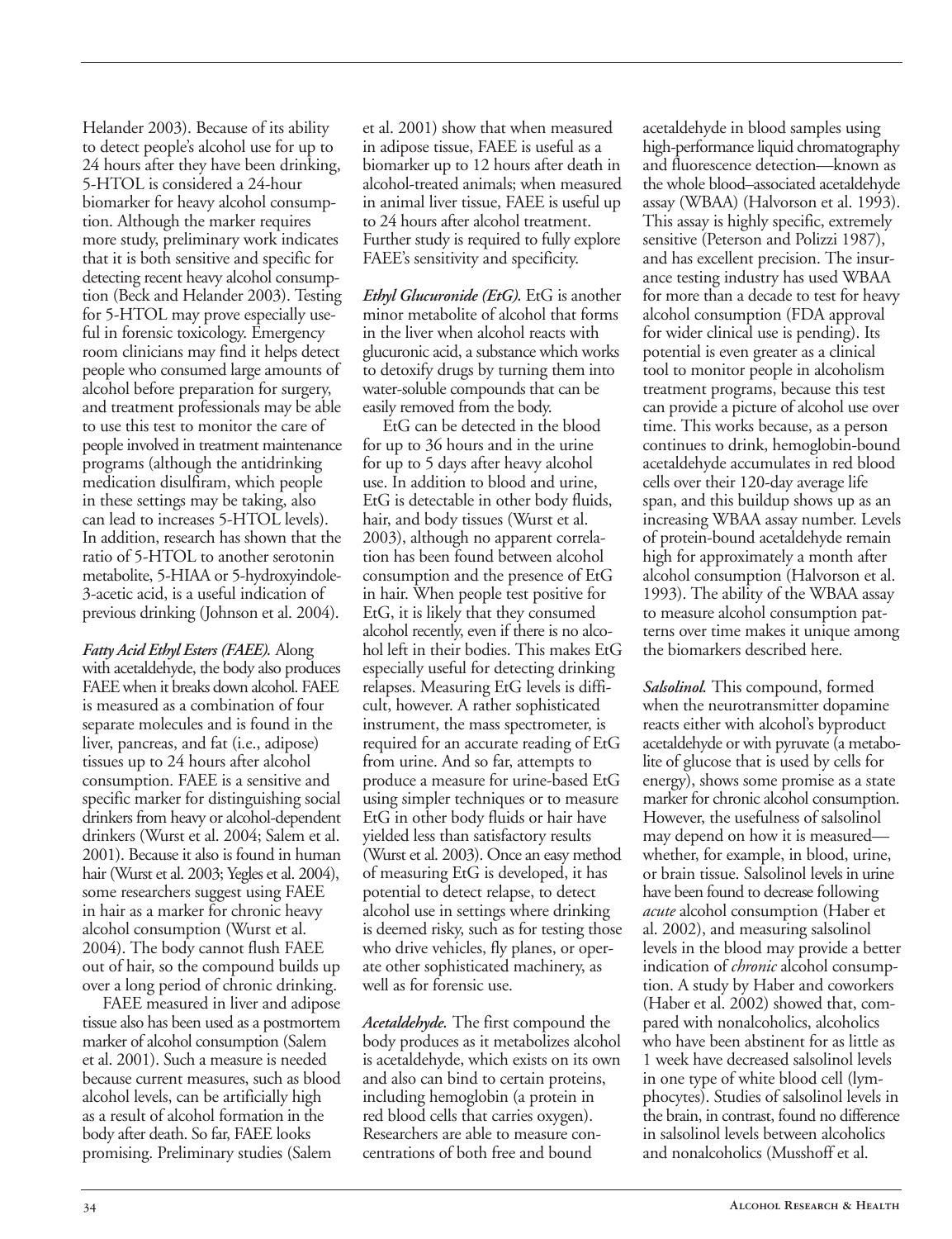Helander 2003). Because of its ability to detect people's alcohol use for up to 24 hours after they have been drinking, 5-HTOL is considered a 24-hour biomarker for heavy alcohol consumption. Although the marker requires more study, preliminary work indicates that it is both sensitive and specific for detecting recent heavy alcohol consumption (Beck and Helander 2003). Testing for 5-HTOL may prove especially useful in forensic toxicology. Emergency room clinicians may find it helps detect people who consumed large amounts of alcohol before preparation for surgery, and treatment professionals may be able to use this test to monitor the care of people involved in treatment maintenance programs (although the antidrinking medication disulfiram, which people in these settings may be taking, also can lead to increases 5-HTOL levels). In addition, research has shown that the ratio of 5-HTOL to another serotonin metabolite, 5-HIAA or 5-hydroxyindole-3-acetic acid, is a useful indication of previous drinking (Johnson et al. 2004).

***Fatty Acid Ethyl Esters (FAEE).*** Along with acetaldehyde, the body also produces FAEE when it breaks down alcohol. FAEE is measured as a combination of four separate molecules and is found in the liver, pancreas, and fat (i.e., adipose) tissues up to 24 hours after alcohol consumption. FAEE is a sensitive and specific marker for distinguishing social drinkers from heavy or alcohol-dependent drinkers (Wurst et al. 2004; Salem et al. 2001). Because it also is found in human hair (Wurst et al. 2003; Yegles et al. 2004), some researchers suggest using FAEE in hair as a marker for chronic heavy alcohol consumption (Wurst et al. 2004). The body cannot flush FAEE out of hair, so the compound builds up over a long period of chronic drinking.

FAEE measured in liver and adipose tissue also has been used as a postmortem marker of alcohol consumption (Salem et al. 2001). Such a measure is needed because current measures, such as blood alcohol levels, can be artificially high as a result of alcohol formation in the body after death. So far, FAEE looks promising. Preliminary studies (Salem et al. 2001) show that when measured in adipose tissue, FAEE is useful as a biomarker up to 12 hours after death in alcohol-treated animals; when measured in animal liver tissue, FAEE is useful up to 24 hours after alcohol treatment. Further study is required to fully explore FAEE's sensitivity and specificity.

***Ethyl Glucuronide (EtG).*** EtG is another minor metabolite of alcohol that forms in the liver when alcohol reacts with glucuronic acid, a substance which works to detoxify drugs by turning them into water-soluble compounds that can be easily removed from the body.

EtG can be detected in the blood for up to 36 hours and in the urine for up to 5 days after heavy alcohol use. In addition to blood and urine, EtG is detectable in other body fluids, hair, and body tissues (Wurst et al. 2003), although no apparent correlation has been found between alcohol consumption and the presence of EtG in hair. When people test positive for EtG, it is likely that they consumed alcohol recently, even if there is no alcohol left in their bodies. This makes EtG especially useful for detecting drinking relapses. Measuring EtG levels is difficult, however. A rather sophisticated instrument, the mass spectrometer, is required for an accurate reading of EtG from urine. And so far, attempts to produce a measure for urine-based EtG using simpler techniques or to measure EtG in other body fluids or hair have yielded less than satisfactory results (Wurst et al. 2003). Once an easy method of measuring EtG is developed, it has potential to detect relapse, to detect alcohol use in settings where drinking is deemed risky, such as for testing those who drive vehicles, fly planes, or operate other sophisticated machinery, as well as for forensic use.

***Acetaldehyde.*** The first compound the body produces as it metabolizes alcohol is acetaldehyde, which exists on its own and also can bind to certain proteins, including hemoglobin (a protein in red blood cells that carries oxygen). Researchers are able to measure concentrations of both free and bound acetaldehyde in blood samples using high-performance liquid chromatography and fluorescence detection—known as the whole blood–associated acetaldehyde assay (WBAA) (Halvorson et al. 1993). This assay is highly specific, extremely sensitive (Peterson and Polizzi 1987), and has excellent precision. The insurance testing industry has used WBAA for more than a decade to test for heavy alcohol consumption (FDA approval for wider clinical use is pending). Its potential is even greater as a clinical tool to monitor people in alcoholism treatment programs, because this test can provide a picture of alcohol use over time. This works because, as a person continues to drink, hemoglobin-bound acetaldehyde accumulates in red blood cells over their 120-day average life span, and this buildup shows up as an increasing WBAA assay number. Levels of protein-bound acetaldehyde remain high for approximately a month after alcohol consumption (Halvorson et al. 1993). The ability of the WBAA assay to measure alcohol consumption patterns over time makes it unique among the biomarkers described here.

***Salsolinol.*** This compound, formed when the neurotransmitter dopamine reacts either with alcohol's byproduct acetaldehyde or with pyruvate (a metabolite of glucose that is used by cells for energy), shows some promise as a state marker for chronic alcohol consumption. However, the usefulness of salsolinol may depend on how it is measured—whether, for example, in blood, urine, or brain tissue. Salsolinol levels in urine have been found to decrease following *acute* alcohol consumption (Haber et al. 2002), and measuring salsolinol levels in the blood may provide a better indication of *chronic* alcohol consumption. A study by Haber and coworkers (Haber et al. 2002) showed that, compared with nonalcoholics, alcoholics who have been abstinent for as little as 1 week have decreased salsolinol levels in one type of white blood cell (lymphocytes). Studies of salsolinol levels in the brain, in contrast, found no difference in salsolinol levels between alcoholics and nonalcoholics (Musshoff et al.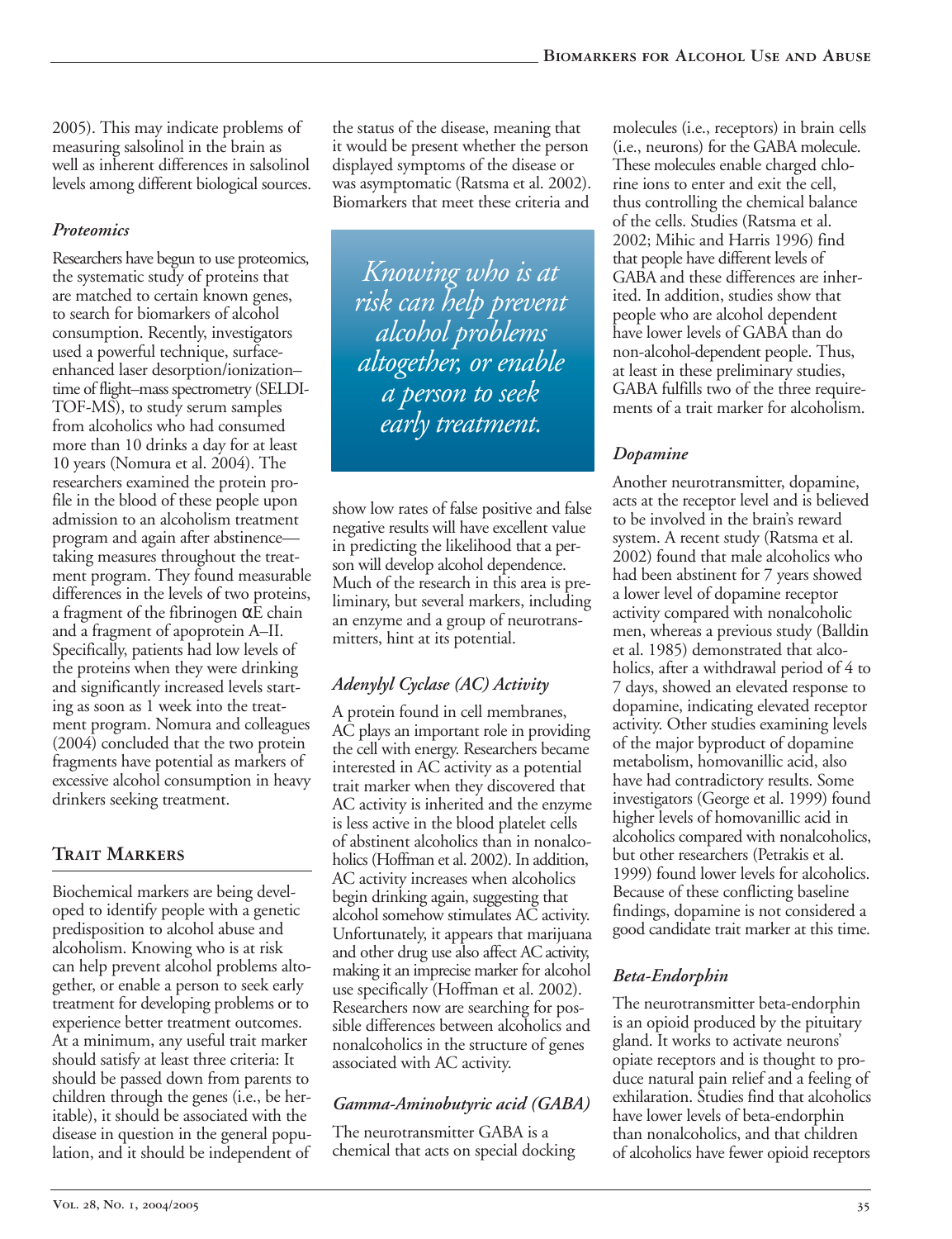2005). This may indicate problems of measuring salsolinol in the brain as well as inherent differences in salsolinol levels among different biological sources.

### *Proteomics*

Researchers have begun to use proteomics, the systematic study of proteins that are matched to certain known genes, to search for biomarkers of alcohol consumption. Recently, investigators used a powerful technique, surface-enhanced laser desorption/ionization–time of flight–mass spectrometry (SELDI-TOF-MS), to study serum samples from alcoholics who had consumed more than 10 drinks a day for at least 10 years (Nomura et al. 2004). The researchers examined the protein profile in the blood of these people upon admission to an alcoholism treatment program and again after abstinence—taking measures throughout the treatment program. They found measurable differences in the levels of two proteins, a fragment of the fibrinogen αE chain and a fragment of apoprotein A–II. Specifically, patients had low levels of the proteins when they were drinking and significantly increased levels starting as soon as 1 week into the treatment program. Nomura and colleagues (2004) concluded that the two protein fragments have potential as markers of excessive alcohol consumption in heavy drinkers seeking treatment.

## Trait Markers

Biochemical markers are being developed to identify people with a genetic predisposition to alcohol abuse and alcoholism. Knowing who is at risk can help prevent alcohol problems altogether, or enable a person to seek early treatment for developing problems or to experience better treatment outcomes. At a minimum, any useful trait marker should satisfy at least three criteria: It should be passed down from parents to children through the genes (i.e., be heritable), it should be associated with the disease in question in the general population, and it should be independent of the status of the disease, meaning that it would be present whether the person displayed symptoms of the disease or was asymptomatic (Ratsma et al. 2002). Biomarkers that meet these criteria and show low rates of false positive and false negative results will have excellent value in predicting the likelihood that a person will develop alcohol dependence. Much of the research in this area is preliminary, but several markers, including an enzyme and a group of neurotransmitters, hint at its potential.

> *Knowing who is at risk can help prevent alcohol problems altogether, or enable a person to seek early treatment.*

### *Adenylyl Cyclase (AC) Activity*

A protein found in cell membranes, AC plays an important role in providing the cell with energy. Researchers became interested in AC activity as a potential trait marker when they discovered that AC activity is inherited and the enzyme is less active in the blood platelet cells of abstinent alcoholics than in nonalcoholics (Hoffman et al. 2002). In addition, AC activity increases when alcoholics begin drinking again, suggesting that alcohol somehow stimulates AC activity. Unfortunately, it appears that marijuana and other drug use also affect AC activity, making it an imprecise marker for alcohol use specifically (Hoffman et al. 2002). Researchers now are searching for possible differences between alcoholics and nonalcoholics in the structure of genes associated with AC activity.

### *Gamma-Aminobutyric acid (GABA)*

The neurotransmitter GABA is a chemical that acts on special docking molecules (i.e., receptors) in brain cells (i.e., neurons) for the GABA molecule. These molecules enable charged chlorine ions to enter and exit the cell, thus controlling the chemical balance of the cells. Studies (Ratsma et al. 2002; Mihic and Harris 1996) find that people have different levels of GABA and these differences are inherited. In addition, studies show that people who are alcohol dependent have lower levels of GABA than do non-alcohol-dependent people. Thus, at least in these preliminary studies, GABA fulfills two of the three requirements of a trait marker for alcoholism.

### *Dopamine*

Another neurotransmitter, dopamine, acts at the receptor level and is believed to be involved in the brain's reward system. A recent study (Ratsma et al. 2002) found that male alcoholics who had been abstinent for 7 years showed a lower level of dopamine receptor activity compared with nonalcoholic men, whereas a previous study (Balldin et al. 1985) demonstrated that alcoholics, after a withdrawal period of 4 to 7 days, showed an elevated response to dopamine, indicating elevated receptor activity. Other studies examining levels of the major byproduct of dopamine metabolism, homovanillic acid, also have had contradictory results. Some investigators (George et al. 1999) found higher levels of homovanillic acid in alcoholics compared with nonalcoholics, but other researchers (Petrakis et al. 1999) found lower levels for alcoholics. Because of these conflicting baseline findings, dopamine is not considered a good candidate trait marker at this time.

### *Beta-Endorphin*

The neurotransmitter beta-endorphin is an opioid produced by the pituitary gland. It works to activate neurons' opiate receptors and is thought to produce natural pain relief and a feeling of exhilaration. Studies find that alcoholics have lower levels of beta-endorphin than nonalcoholics, and that children of alcoholics have fewer opioid receptors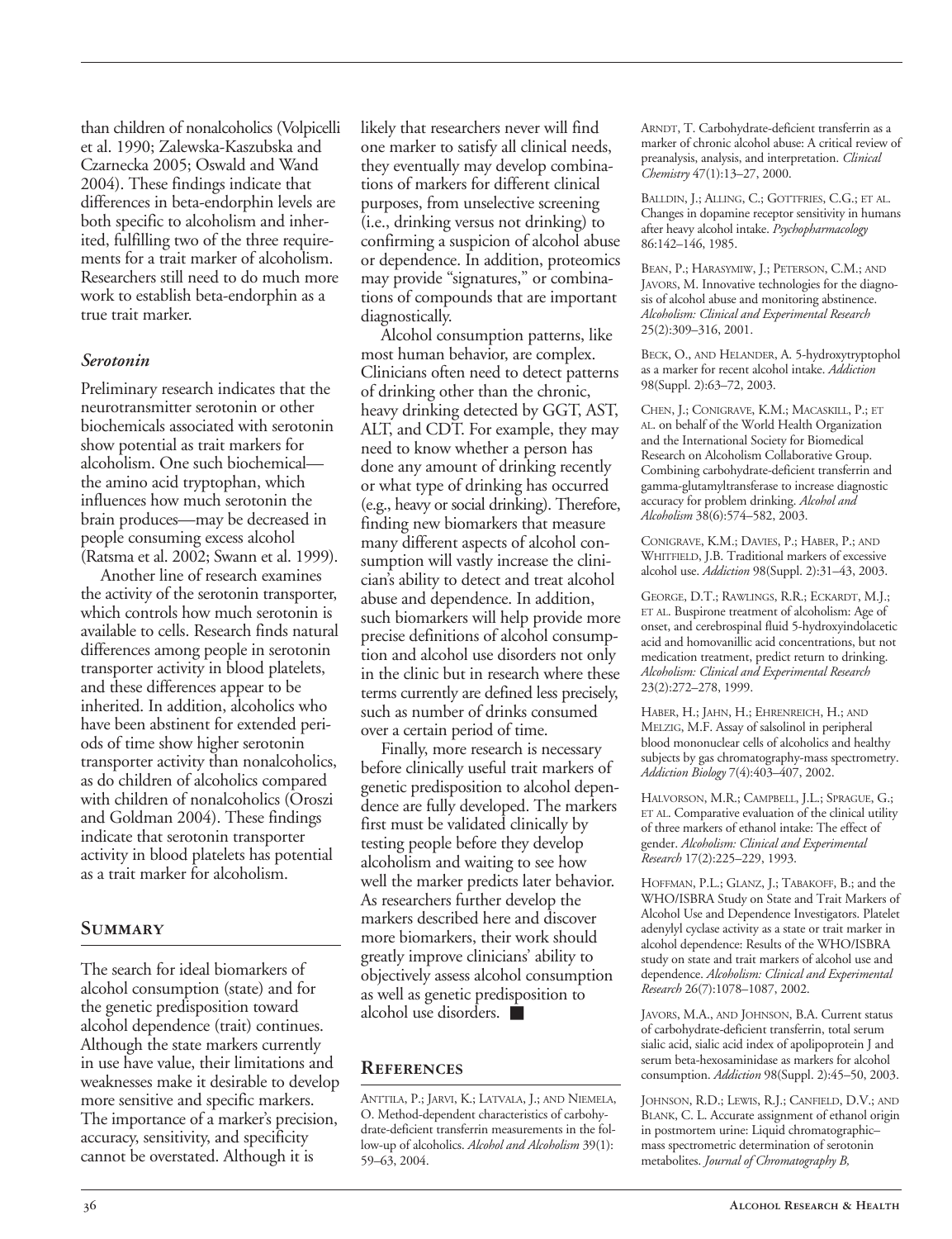than children of nonalcoholics (Volpicelli et al. 1990; Zalewska-Kaszubska and Czarnecka 2005; Oswald and Wand 2004). These findings indicate that differences in beta-endorphin levels are both specific to alcoholism and inherited, fulfilling two of the three requirements for a trait marker of alcoholism. Researchers still need to do much more work to establish beta-endorphin as a true trait marker.

### *Serotonin*

Preliminary research indicates that the neurotransmitter serotonin or other biochemicals associated with serotonin show potential as trait markers for alcoholism. One such biochemical—the amino acid tryptophan, which influences how much serotonin the brain produces—may be decreased in people consuming excess alcohol (Ratsma et al. 2002; Swann et al. 1999).

Another line of research examines the activity of the serotonin transporter, which controls how much serotonin is available to cells. Research finds natural differences among people in serotonin transporter activity in blood platelets, and these differences appear to be inherited. In addition, alcoholics who have been abstinent for extended periods of time show higher serotonin transporter activity than nonalcoholics, as do children of alcoholics compared with children of nonalcoholics (Oroszi and Goldman 2004). These findings indicate that serotonin transporter activity in blood platelets has potential as a trait marker for alcoholism.

## Summary

The search for ideal biomarkers of alcohol consumption (state) and for the genetic predisposition toward alcohol dependence (trait) continues. Although the state markers currently in use have value, their limitations and weaknesses make it desirable to develop more sensitive and specific markers. The importance of a marker's precision, accuracy, sensitivity, and specificity cannot be overstated. Although it is likely that researchers never will find one marker to satisfy all clinical needs, they eventually may develop combinations of markers for different clinical purposes, from unselective screening (i.e., drinking versus not drinking) to confirming a suspicion of alcohol abuse or dependence. In addition, proteomics may provide "signatures," or combinations of compounds that are important diagnostically.

Alcohol consumption patterns, like most human behavior, are complex. Clinicians often need to detect patterns of drinking other than the chronic, heavy drinking detected by GGT, AST, ALT, and CDT. For example, they may need to know whether a person has done any amount of drinking recently or what type of drinking has occurred (e.g., heavy or social drinking). Therefore, finding new biomarkers that measure many different aspects of alcohol consumption will vastly increase the clinician's ability to detect and treat alcohol abuse and dependence. In addition, such biomarkers will help provide more precise definitions of alcohol consumption and alcohol use disorders not only in the clinic but in research where these terms currently are defined less precisely, such as number of drinks consumed over a certain period of time.

Finally, more research is necessary before clinically useful trait markers of genetic predisposition to alcohol dependence are fully developed. The markers first must be validated clinically by testing people before they develop alcoholism and waiting to see how well the marker predicts later behavior. As researchers further develop the markers described here and discover more biomarkers, their work should greatly improve clinicians' ability to objectively assess alcohol consumption as well as genetic predisposition to alcohol use disorders. ■

## References

ANTTILA, P.; JARVI, K.; LATVALA, J.; AND NIEMELA, O. Method-dependent characteristics of carbohydrate-deficient transferrin measurements in the follow-up of alcoholics. *Alcohol and Alcoholism* 39(1): 59–63, 2004.

ARNDT, T. Carbohydrate-deficient transferrin as a marker of chronic alcohol abuse: A critical review of preanalysis, analysis, and interpretation. *Clinical Chemistry* 47(1):13–27, 2000.

BALLDIN, J.; ALLING, C.; GOTTFRIES, C.G.; ET AL. Changes in dopamine receptor sensitivity in humans after heavy alcohol intake. *Psychopharmacology* 86:142–146, 1985.

BEAN, P.; HARASYMIW, J.; PETERSON, C.M.; AND JAVORS, M. Innovative technologies for the diagnosis of alcohol abuse and monitoring abstinence. *Alcoholism: Clinical and Experimental Research* 25(2):309–316, 2001.

BECK, O., AND HELANDER, A. 5-hydroxytryptophol as a marker for recent alcohol intake. *Addiction* 98(Suppl. 2):63–72, 2003.

CHEN, J.; CONIGRAVE, K.M.; MACASKILL, P.; ET AL. on behalf of the World Health Organization and the International Society for Biomedical Research on Alcoholism Collaborative Group. Combining carbohydrate-deficient transferrin and gamma-glutamyltransferase to increase diagnostic accuracy for problem drinking. *Alcohol and Alcoholism* 38(6):574–582, 2003.

CONIGRAVE, K.M.; DAVIES, P.; HABER, P.; AND WHITFIELD, J.B. Traditional markers of excessive alcohol use. *Addiction* 98(Suppl. 2):31–43, 2003.

GEORGE, D.T.; RAWLINGS, R.R.; ECKARDT, M.J.; ET AL. Buspirone treatment of alcoholism: Age of onset, and cerebrospinal fluid 5-hydroxyindolacetic acid and homovanillic acid concentrations, but not medication treatment, predict return to drinking. *Alcoholism: Clinical and Experimental Research* 23(2):272–278, 1999.

HABER, H.; JAHN, H.; EHRENREICH, H.; AND MELZIG, M.F. Assay of salsolinol in peripheral blood mononuclear cells of alcoholics and healthy subjects by gas chromatography-mass spectrometry. *Addiction Biology* 7(4):403–407, 2002.

HALVORSON, M.R.; CAMPBELL, J.L.; SPRAGUE, G.; ET AL. Comparative evaluation of the clinical utility of three markers of ethanol intake: The effect of gender. *Alcoholism: Clinical and Experimental Research* 17(2):225–229, 1993.

HOFFMAN, P.L.; GLANZ, J.; TABAKOFF, B.; and the WHO/ISBRA Study on State and Trait Markers of Alcohol Use and Dependence Investigators. Platelet adenylyl cyclase activity as a state or trait marker in alcohol dependence: Results of the WHO/ISBRA study on state and trait markers of alcohol use and dependence. *Alcoholism: Clinical and Experimental Research* 26(7):1078–1087, 2002.

JAVORS, M.A., AND JOHNSON, B.A. Current status of carbohydrate-deficient transferrin, total serum sialic acid, sialic acid index of apolipoprotein J and serum beta-hexosaminidase as markers for alcohol consumption. *Addiction* 98(Suppl. 2):45–50, 2003.

JOHNSON, R.D.; LEWIS, R.J.; CANFIELD, D.V.; AND BLANK, C. L. Accurate assignment of ethanol origin in postmortem urine: Liquid chromatographic–mass spectrometric determination of serotonin metabolites. *Journal of Chromatography B,*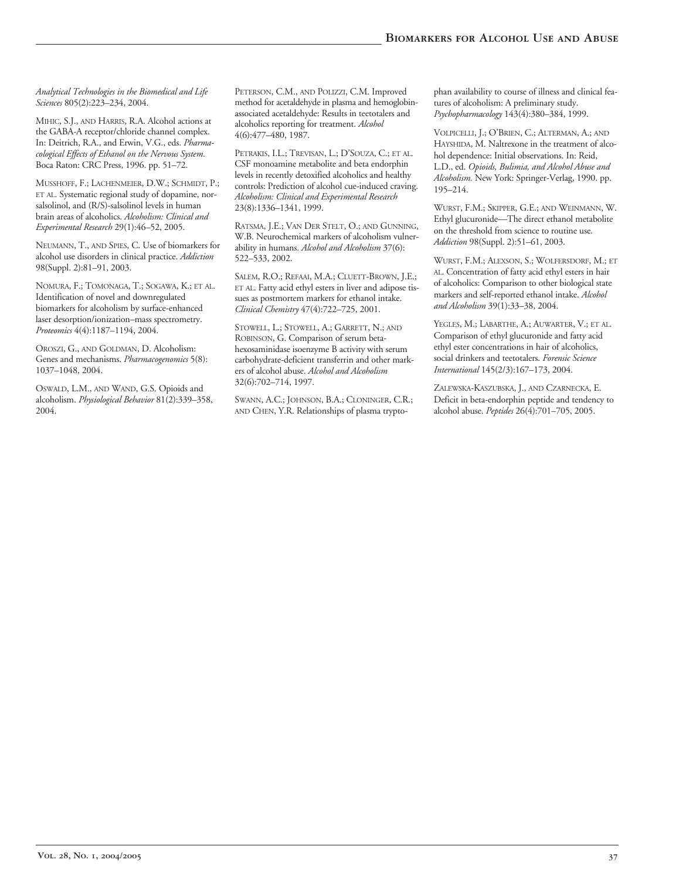*Analytical Technologies in the Biomedical and Life Sciences* 805(2):223–234, 2004.

Mihic, S.J., and Harris, R.A. Alcohol actions at the GABA-A receptor/chloride channel complex. In: Deitrich, R.A., and Erwin, V.G., eds. *Pharmacological Effects of Ethanol on the Nervous System.* Boca Raton: CRC Press, 1996. pp. 51–72.

Musshoff, F.; Lachenmeier, D.W.; Schmidt, P.; et al. Systematic regional study of dopamine, norsalsolinol, and (R/S)-salsolinol levels in human brain areas of alcoholics. *Alcoholism: Clinical and Experimental Research* 29(1):46–52, 2005.

Neumann, T., and Spies, C. Use of biomarkers for alcohol use disorders in clinical practice. *Addiction* 98(Suppl. 2):81–91, 2003.

Nomura, F.; Tomonaga, T.; Sogawa, K.; et al. Identification of novel and downregulated biomarkers for alcoholism by surface-enhanced laser desorption/ionization–mass spectrometry. *Proteomics* 4(4):1187–1194, 2004.

Oroszi, G., and Goldman, D. Alcoholism: Genes and mechanisms. *Pharmacogenomics* 5(8): 1037–1048, 2004.

Oswald, L.M., and Wand, G.S. Opioids and alcoholism. *Physiological Behavior* 81(2):339–358, 2004.

Peterson, C.M., and Polizzi, C.M. Improved method for acetaldehyde in plasma and hemoglobin-associated acetaldehyde: Results in teetotalers and alcoholics reporting for treatment. *Alcohol* 4(6):477–480, 1987.

Petrakis, I.L.; Trevisan, L.; D'Souza, C.; et al. CSF monoamine metabolite and beta endorphin levels in recently detoxified alcoholics and healthy controls: Prediction of alcohol cue-induced craving. *Alcoholism: Clinical and Experimental Research* 23(8):1336–1341, 1999.

Ratsma, J.E.; Van Der Stelt, O.; and Gunning, W.B. Neurochemical markers of alcoholism vulnerability in humans. *Alcohol and Alcoholism* 37(6): 522–533, 2002.

Salem, R.O.; Refaai, M.A.; Cluett-Brown, J.E.; et al. Fatty acid ethyl esters in liver and adipose tissues as postmortem markers for ethanol intake. *Clinical Chemistry* 47(4):722–725, 2001.

Stowell, L.; Stowell, A.; Garrett, N.; and Robinson, G. Comparison of serum beta-hexosaminidase isoenzyme B activity with serum carbohydrate-deficient transferrin and other markers of alcohol abuse. *Alcohol and Alcoholism* 32(6):702–714, 1997.

Swann, A.C.; Johnson, B.A.; Cloninger, C.R.; and Chen, Y.R. Relationships of plasma tryptophan availability to course of illness and clinical features of alcoholism: A preliminary study. *Psychopharmacology* 143(4):380–384, 1999.

Volpicelli, J.; O'Brien, C.; Alterman, A.; and Hayshida, M. Naltrexone in the treatment of alcohol dependence: Initial observations. In: Reid, L.D., ed. *Opioids, Bulimia, and Alcohol Abuse and Alcoholism.* New York: Springer-Verlag, 1990. pp. 195–214.

Wurst, F.M.; Skipper, G.E.; and Weinmann, W. Ethyl glucuronide—The direct ethanol metabolite on the threshold from science to routine use. *Addiction* 98(Suppl. 2):51–61, 2003.

Wurst, F.M.; Alexson, S.; Wolfersdorf, M.; et al. Concentration of fatty acid ethyl esters in hair of alcoholics: Comparison to other biological state markers and self-reported ethanol intake. *Alcohol and Alcoholism* 39(1):33–38, 2004.

Yegles, M.; Labarthe, A.; Auwarter, V.; et al. Comparison of ethyl glucuronide and fatty acid ethyl ester concentrations in hair of alcoholics, social drinkers and teetotalers. *Forensic Science International* 145(2/3):167–173, 2004.

Zalewska-Kaszubska, J., and Czarnecka, E. Deficit in beta-endorphin peptide and tendency to alcohol abuse. *Peptides* 26(4):701–705, 2005.